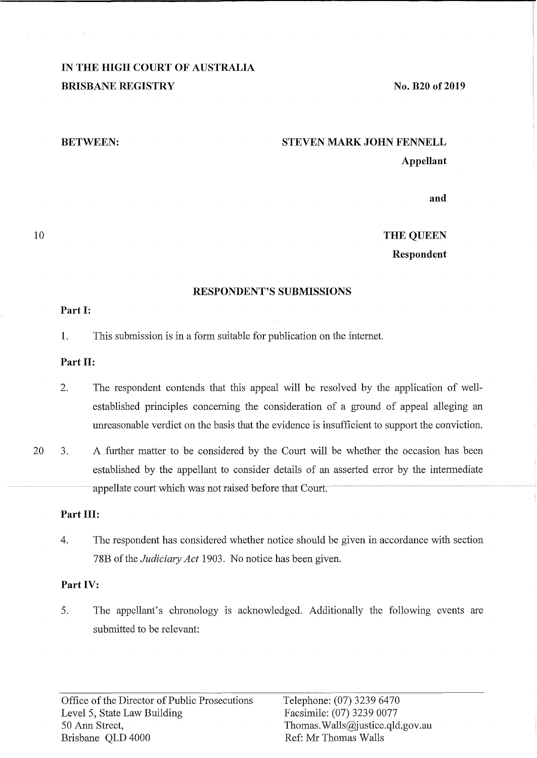IN THE HIGH COURT OF AUSTRALIA
BRISBANE REGISTRY

No. B20 of 2019

BETWEEN:

STEVEN MARK JOHN FENNELL
Appellant

and

THE QUEEN
Respondent

## RESPONDENT'S SUBMISSIONS

### Part I:

1. This submission is in a form suitable for publication on the internet.

### Part II:

2. The respondent contends that this appeal will be resolved by the application of well-established principles concerning the consideration of a ground of appeal alleging an unreasonable verdict on the basis that the evidence is insufficient to support the conviction.

3. A further matter to be considered by the Court will be whether the occasion has been established by the appellant to consider details of an asserted error by the intermediate appellate court which was not raised before that Court.

### Part III:

4. The respondent has considered whether notice should be given in accordance with section 78B of the *Judiciary Act* 1903. No notice has been given.

### Part IV:

5. The appellant's chronology is acknowledged. Additionally the following events are submitted to be relevant:

Office of the Director of Public Prosecutions
Level 5, State Law Building
50 Ann Street,
Brisbane QLD 4000

Telephone: (07) 3239 6470
Facsimile: (07) 3239 0077
Thomas.Walls@justice.qld.gov.au
Ref: Mr Thomas Walls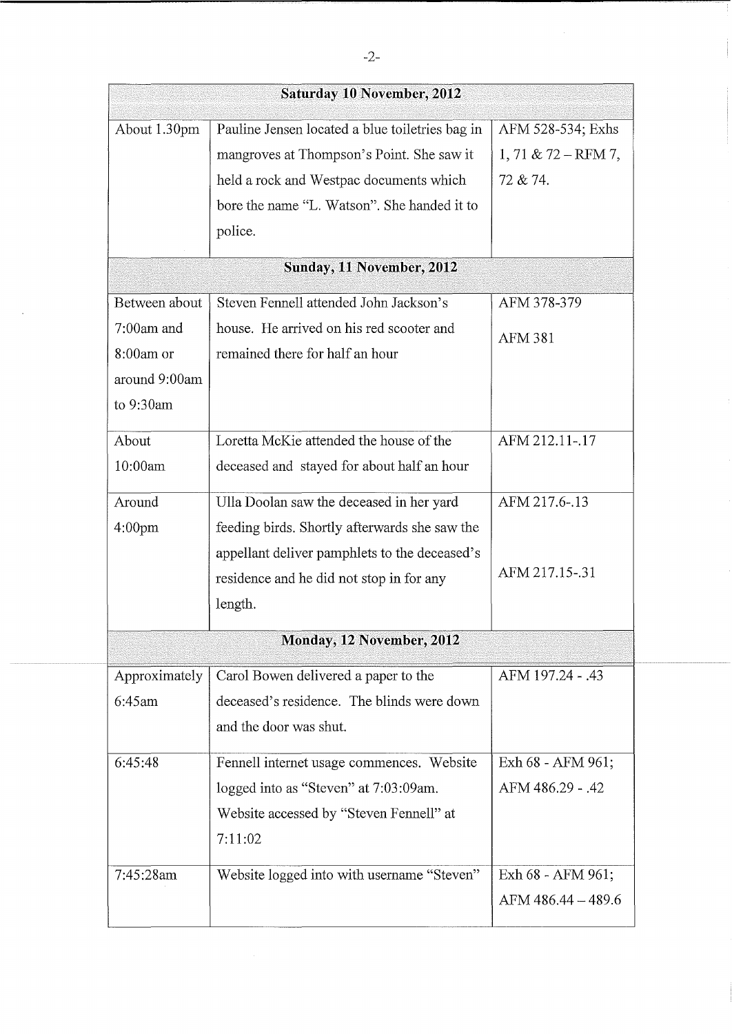| Saturday 10 November, 2012 | | |
|---|---|---|
| About 1.30pm | Pauline Jensen located a blue toiletries bag in mangroves at Thompson's Point. She saw it held a rock and Westpac documents which bore the name "L. Watson". She handed it to police. | AFM 528-534; Exhs 1, 71 & 72 – RFM 7, 72 & 74. |
| **Sunday, 11 November, 2012** | | |
| Between about 7:00am and 8:00am or around 9:00am to 9:30am | Steven Fennell attended John Jackson's house. He arrived on his red scooter and remained there for half an hour | AFM 378-379 AFM 381 |
| About 10:00am | Loretta McKie attended the house of the deceased and stayed for about half an hour | AFM 212.11-.17 |
| Around 4:00pm | Ulla Doolan saw the deceased in her yard feeding birds. Shortly afterwards she saw the appellant deliver pamphlets to the deceased's residence and he did not stop in for any length. | AFM 217.6-.13 AFM 217.15-.31 |
| **Monday, 12 November, 2012** | | |
| Approximately 6:45am | Carol Bowen delivered a paper to the deceased's residence. The blinds were down and the door was shut. | AFM 197.24 - .43 |
| 6:45:48 | Fennell internet usage commences. Website logged into as "Steven" at 7:03:09am. Website accessed by "Steven Fennell" at 7:11:02 | Exh 68 - AFM 961; AFM 486.29 - .42 |
| 7:45:28am | Website logged into with username "Steven" | Exh 68 - AFM 961; AFM 486.44 – 489.6 |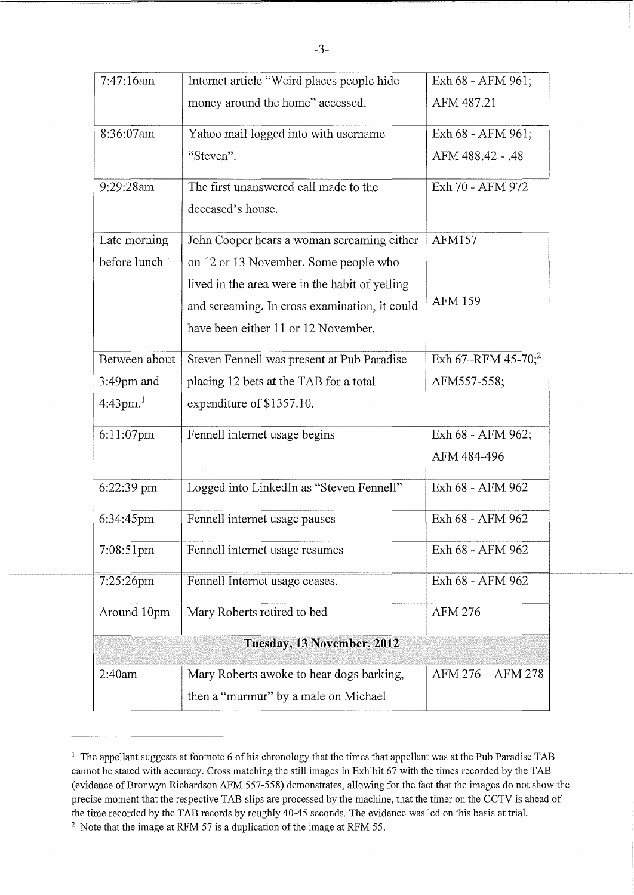| | | |
|---|---|---|
| 7:47:16am | Internet article "Weird places people hide money around the home" accessed. | Exh 68 - AFM 961; AFM 487.21 |
| 8:36:07am | Yahoo mail logged into with username "Steven". | Exh 68 - AFM 961; AFM 488.42 - .48 |
| 9:29:28am | The first unanswered call made to the deceased's house. | Exh 70 - AFM 972 |
| Late morning before lunch | John Cooper hears a woman screaming either on 12 or 13 November. Some people who lived in the area were in the habit of yelling and screaming. In cross examination, it could have been either 11 or 12 November. | AFM157<br><br>AFM 159 |
| Between about 3:49pm and 4:43pm.[1] | Steven Fennell was present at Pub Paradise placing 12 bets at the TAB for a total expenditure of $1357.10. | Exh 67–RFM 45-70;[2] AFM557-558; |
| 6:11:07pm | Fennell internet usage begins | Exh 68 - AFM 962; AFM 484-496 |
| 6:22:39 pm | Logged into LinkedIn as "Steven Fennell" | Exh 68 - AFM 962 |
| 6:34:45pm | Fennell internet usage pauses | Exh 68 - AFM 962 |
| 7:08:51pm | Fennell internet usage resumes | Exh 68 - AFM 962 |
| 7:25:26pm | Fennell Internet usage ceases. | Exh 68 - AFM 962 |
| Around 10pm | Mary Roberts retired to bed | AFM 276 |
| **Tuesday, 13 November, 2012** | | |
| 2:40am | Mary Roberts awoke to hear dogs barking, then a "murmur" by a male on Michael | AFM 276 – AFM 278 |

[1] The appellant suggests at footnote 6 of his chronology that the times that appellant was at the Pub Paradise TAB cannot be stated with accuracy. Cross matching the still images in Exhibit 67 with the times recorded by the TAB (evidence of Bronwyn Richardson AFM 557-558) demonstrates, allowing for the fact that the images do not show the precise moment that the respective TAB slips are processed by the machine, that the timer on the CCTV is ahead of the time recorded by the TAB records by roughly 40-45 seconds. The evidence was led on this basis at trial.

[2] Note that the image at RFM 57 is a duplication of the image at RFM 55.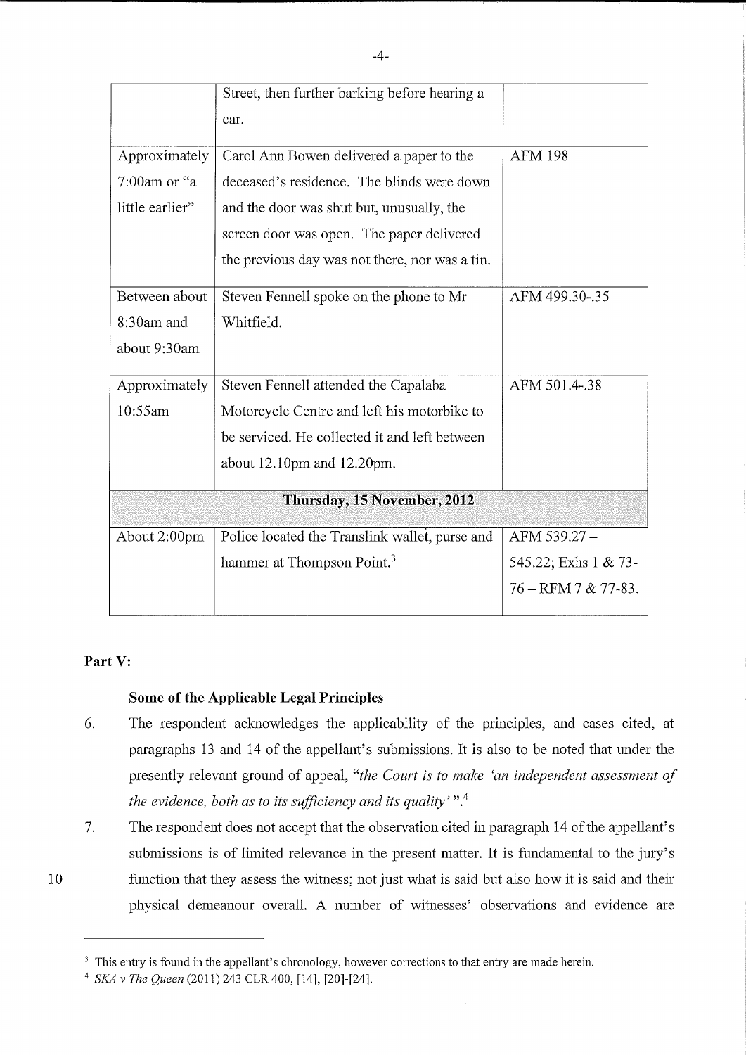| | | |
|---|---|---|
| | Street, then further barking before hearing a car. | |
| Approximately 7:00am or "a little earlier" | Carol Ann Bowen delivered a paper to the deceased's residence. The blinds were down and the door was shut but, unusually, the screen door was open. The paper delivered the previous day was not there, nor was a tin. | AFM 198 |
| Between about 8:30am and about 9:30am | Steven Fennell spoke on the phone to Mr Whitfield. | AFM 499.30-.35 |
| Approximately 10:55am | Steven Fennell attended the Capalaba Motorcycle Centre and left his motorbike to be serviced. He collected it and left between about 12.10pm and 12.20pm. | AFM 501.4-.38 |
| **Thursday, 15 November, 2012** | | |
| About 2:00pm | Police located the Translink wallet, purse and hammer at Thompson Point.[3] | AFM 539.27 – 545.22; Exhs 1 & 73-76 – RFM 7 & 77-83. |

**Part V:**

**Some of the Applicable Legal Principles**

6. The respondent acknowledges the applicability of the principles, and cases cited, at paragraphs 13 and 14 of the appellant's submissions. It is also to be noted that under the presently relevant ground of appeal, "*the Court is to make 'an independent assessment of the evidence, both as to its sufficiency and its quality'* ".[4]

7. The respondent does not accept that the observation cited in paragraph 14 of the appellant's submissions is of limited relevance in the present matter. It is fundamental to the jury's function that they assess the witness; not just what is said but also how it is said and their physical demeanour overall. A number of witnesses' observations and evidence are

---

[3] This entry is found in the appellant's chronology, however corrections to that entry are made herein.

[4] *SKA v The Queen* (2011) 243 CLR 400, [14], [20]-[24].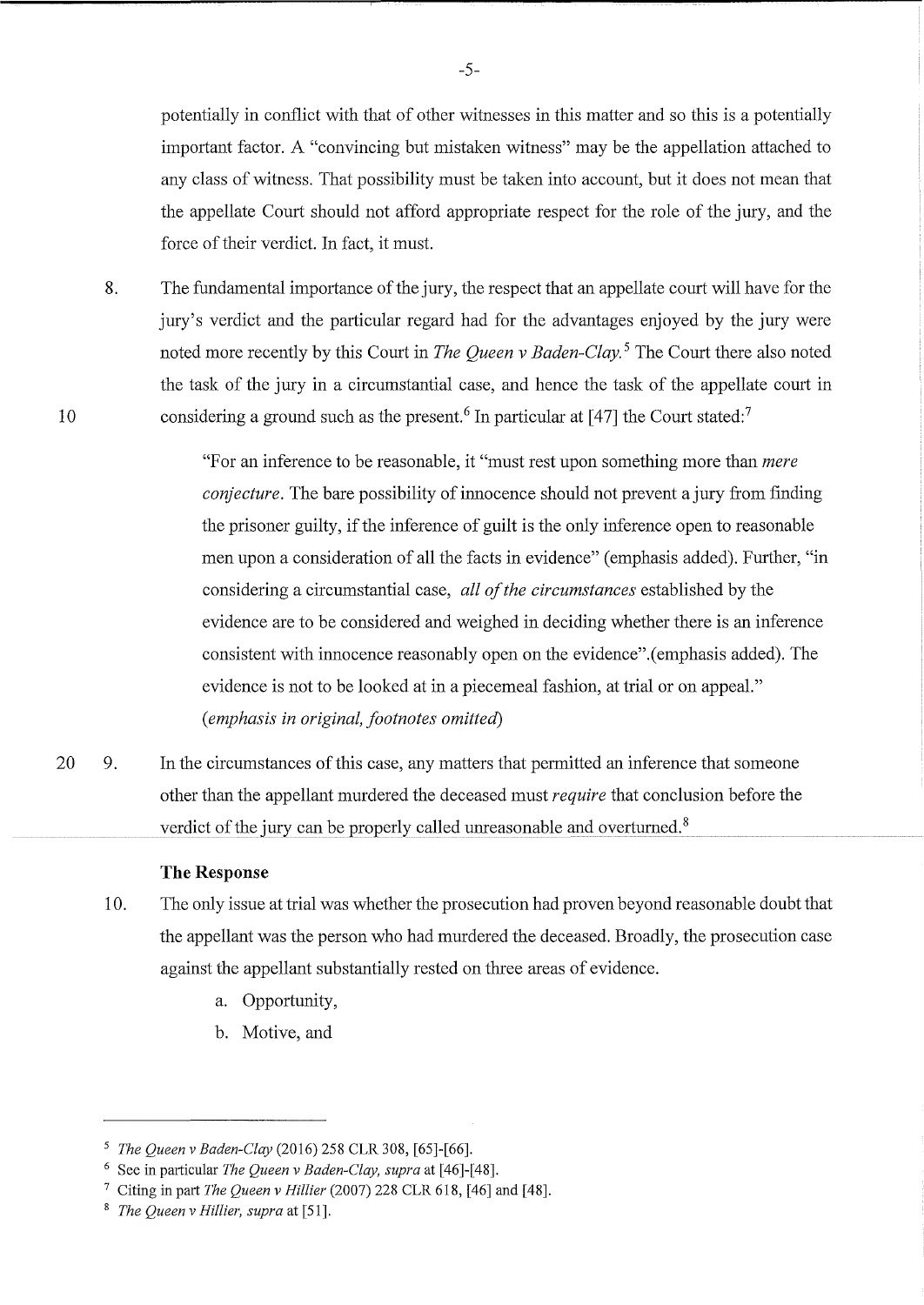potentially in conflict with that of other witnesses in this matter and so this is a potentially important factor. A "convincing but mistaken witness" may be the appellation attached to any class of witness. That possibility must be taken into account, but it does not mean that the appellate Court should not afford appropriate respect for the role of the jury, and the force of their verdict. In fact, it must.

8. The fundamental importance of the jury, the respect that an appellate court will have for the jury's verdict and the particular regard had for the advantages enjoyed by the jury were noted more recently by this Court in *The Queen v Baden-Clay.*[5] The Court there also noted the task of the jury in a circumstantial case, and hence the task of the appellate court in considering a ground such as the present.[6] In particular at [47] the Court stated:[7]

> "For an inference to be reasonable, it "must rest upon something more than *mere conjecture*. The bare possibility of innocence should not prevent a jury from finding the prisoner guilty, if the inference of guilt is the only inference open to reasonable men upon a consideration of all the facts in evidence" (emphasis added). Further, "in considering a circumstantial case, *all of the circumstances* established by the evidence are to be considered and weighed in deciding whether there is an inference consistent with innocence reasonably open on the evidence".(emphasis added). The evidence is not to be looked at in a piecemeal fashion, at trial or on appeal." *(emphasis in original, footnotes omitted)*

9. In the circumstances of this case, any matters that permitted an inference that someone other than the appellant murdered the deceased must *require* that conclusion before the verdict of the jury can be properly called unreasonable and overturned.[8]

**The Response**

10. The only issue at trial was whether the prosecution had proven beyond reasonable doubt that the appellant was the person who had murdered the deceased. Broadly, the prosecution case against the appellant substantially rested on three areas of evidence.

    a. Opportunity,

    b. Motive, and

---

[5] *The Queen v Baden-Clay* (2016) 258 CLR 308, [65]-[66].

[6] See in particular *The Queen v Baden-Clay, supra* at [46]-[48].

[7] Citing in part *The Queen v Hillier* (2007) 228 CLR 618, [46] and [48].

[8] *The Queen v Hillier, supra* at [51].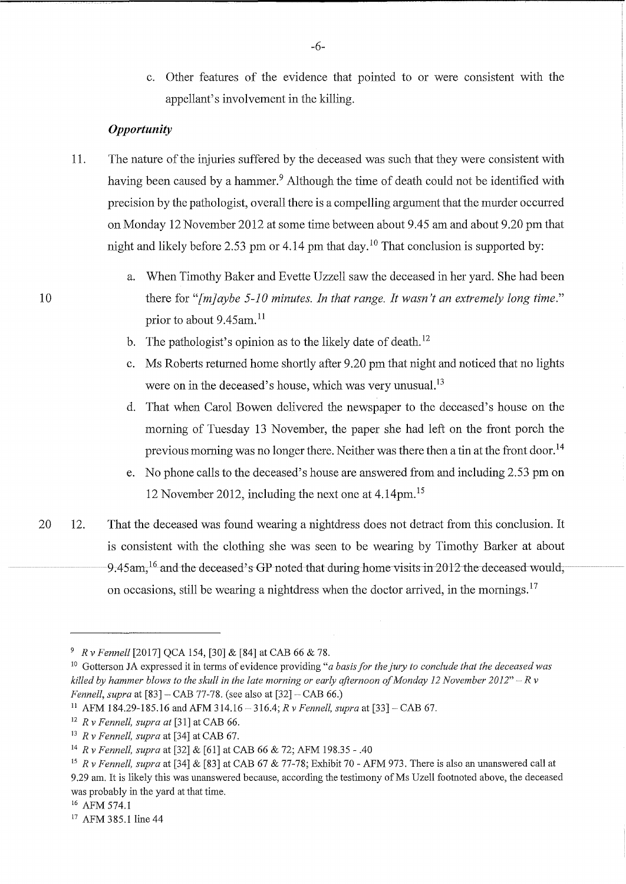c. Other features of the evidence that pointed to or were consistent with the appellant's involvement in the killing.

### *Opportunity*

11. The nature of the injuries suffered by the deceased was such that they were consistent with having been caused by a hammer.[9] Although the time of death could not be identified with precision by the pathologist, overall there is a compelling argument that the murder occurred on Monday 12 November 2012 at some time between about 9.45 am and about 9.20 pm that night and likely before 2.53 pm or 4.14 pm that day.[10] That conclusion is supported by:

    a. When Timothy Baker and Evette Uzzell saw the deceased in her yard. She had been there for "*[m]aybe 5-10 minutes. In that range. It wasn't an extremely long time.*" prior to about 9.45am.[11]

    b. The pathologist's opinion as to the likely date of death.[12]

    c. Ms Roberts returned home shortly after 9.20 pm that night and noticed that no lights were on in the deceased's house, which was very unusual.[13]

    d. That when Carol Bowen delivered the newspaper to the deceased's house on the morning of Tuesday 13 November, the paper she had left on the front porch the previous morning was no longer there. Neither was there then a tin at the front door.[14]

    e. No phone calls to the deceased's house are answered from and including 2.53 pm on 12 November 2012, including the next one at 4.14pm.[15]

12. That the deceased was found wearing a nightdress does not detract from this conclusion. It is consistent with the clothing she was seen to be wearing by Timothy Barker at about 9.45am,[16] and the deceased's GP noted that during home visits in 2012 the deceased would, on occasions, still be wearing a nightdress when the doctor arrived, in the mornings.[17]

---

[9] *R v Fennell* [2017] QCA 154, [30] & [84] at CAB 66 & 78.

[10] Gotterson JA expressed it in terms of evidence providing "*a basis for the jury to conclude that the deceased was killed by hammer blows to the skull in the late morning or early afternoon of Monday 12 November 2012*" – *R v Fennell, supra* at [83] – CAB 77-78. (see also at [32] – CAB 66.)

[11] AFM 184.29-185.16 and AFM 314.16 – 316.4; *R v Fennell, supra* at [33] – CAB 67.

[12] *R v Fennell, supra at* [31] at CAB 66.

[13] *R v Fennell, supra* at [34] at CAB 67.

[14] *R v Fennell, supra* at [32] & [61] at CAB 66 & 72; AFM 198.35 - .40

[15] *R v Fennell, supra* at [34] & [83] at CAB 67 & 77-78; Exhibit 70 - AFM 973. There is also an unanswered call at 9.29 am. It is likely this was unanswered because, according the testimony of Ms Uzell footnoted above, the deceased was probably in the yard at that time.

[16] AFM 574.1

[17] AFM 385.1 line 44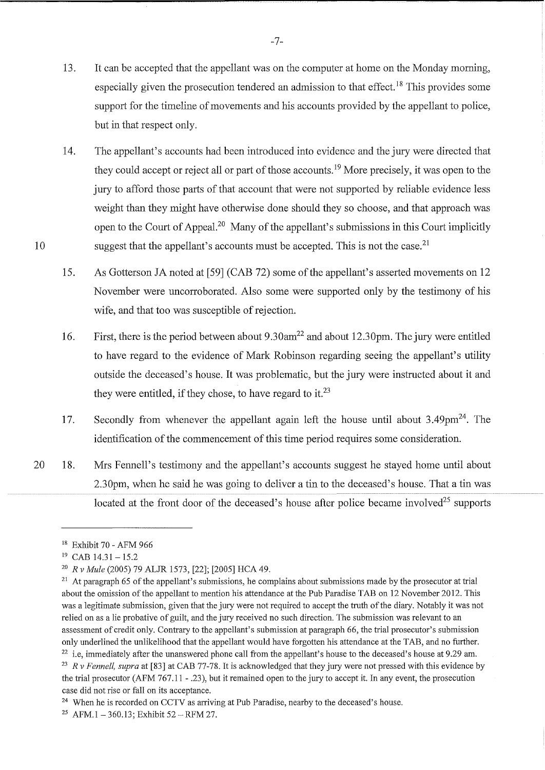13. It can be accepted that the appellant was on the computer at home on the Monday morning, especially given the prosecution tendered an admission to that effect.[18] This provides some support for the timeline of movements and his accounts provided by the appellant to police, but in that respect only.

14. The appellant's accounts had been introduced into evidence and the jury were directed that they could accept or reject all or part of those accounts.[19] More precisely, it was open to the jury to afford those parts of that account that were not supported by reliable evidence less weight than they might have otherwise done should they so choose, and that approach was open to the Court of Appeal.[20] Many of the appellant's submissions in this Court implicitly suggest that the appellant's accounts must be accepted. This is not the case.[21]

15. As Gotterson JA noted at [59] (CAB 72) some of the appellant's asserted movements on 12 November were uncorroborated. Also some were supported only by the testimony of his wife, and that too was susceptible of rejection.

16. First, there is the period between about 9.30am[22] and about 12.30pm. The jury were entitled to have regard to the evidence of Mark Robinson regarding seeing the appellant's utility outside the deceased's house. It was problematic, but the jury were instructed about it and they were entitled, if they chose, to have regard to it.[23]

17. Secondly from whenever the appellant again left the house until about 3.49pm[24]. The identification of the commencement of this time period requires some consideration.

18. Mrs Fennell's testimony and the appellant's accounts suggest he stayed home until about 2.30pm, when he said he was going to deliver a tin to the deceased's house. That a tin was located at the front door of the deceased's house after police became involved[25] supports

---

[18] Exhibit 70 - AFM 966

[19] CAB 14.31 – 15.2

[20] *R v Mule* (2005) 79 ALJR 1573, [22]; [2005] HCA 49.

[21] At paragraph 65 of the appellant's submissions, he complains about submissions made by the prosecutor at trial about the omission of the appellant to mention his attendance at the Pub Paradise TAB on 12 November 2012. This was a legitimate submission, given that the jury were not required to accept the truth of the diary. Notably it was not relied on as a lie probative of guilt, and the jury received no such direction. The submission was relevant to an assessment of credit only. Contrary to the appellant's submission at paragraph 66, the trial prosecutor's submission only underlined the unlikelihood that the appellant would have forgotten his attendance at the TAB, and no further.

[22] i.e, immediately after the unanswered phone call from the appellant's house to the deceased's house at 9.29 am.

[23] *R v Fennell, supra* at [83] at CAB 77-78. It is acknowledged that they jury were not pressed with this evidence by the trial prosecutor (AFM 767.11 - .23), but it remained open to the jury to accept it. In any event, the prosecution case did not rise or fall on its acceptance.

[24] When he is recorded on CCTV as arriving at Pub Paradise, nearby to the deceased's house.

[25] AFM.1 – 360.13; Exhibit 52 – RFM 27.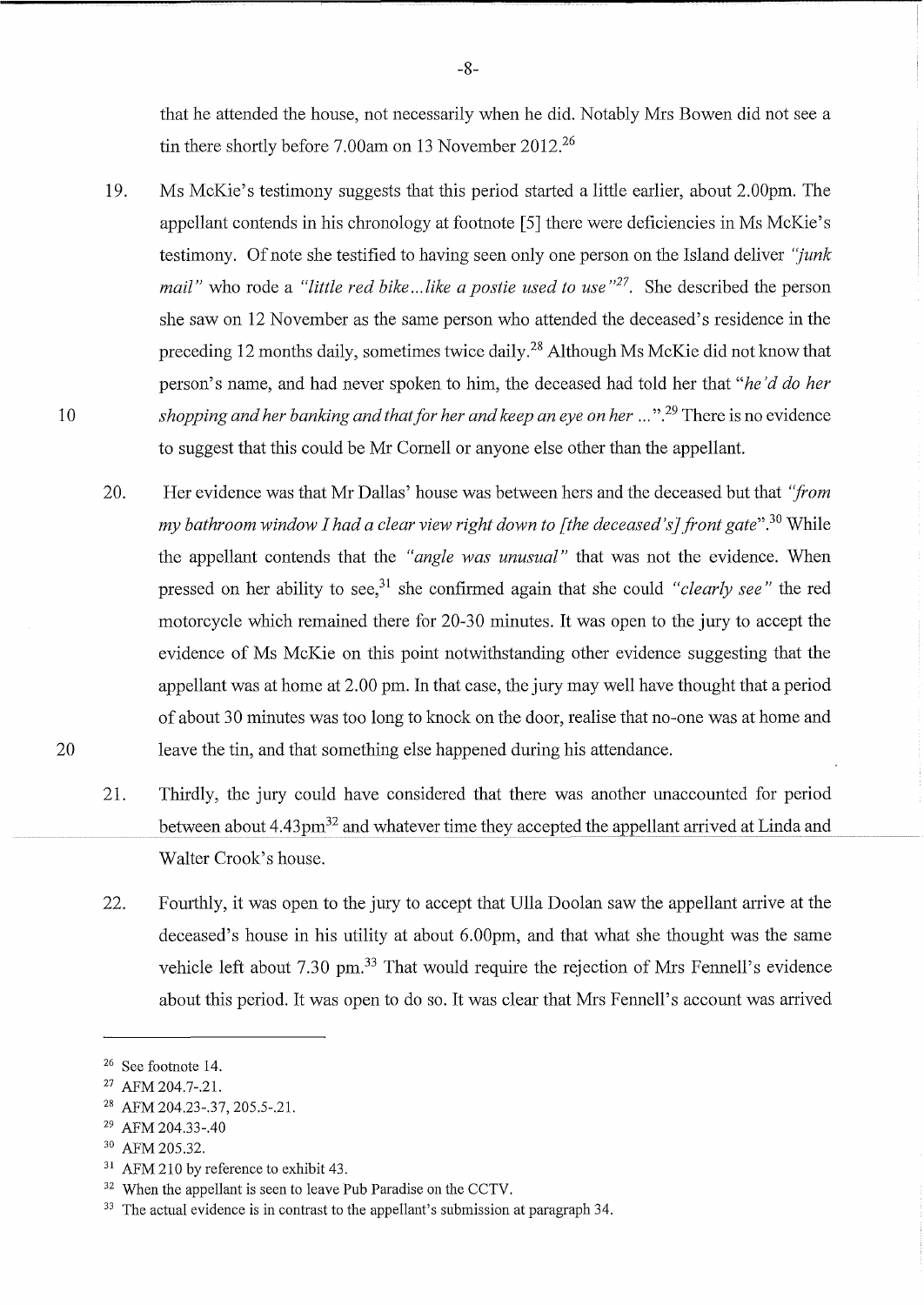that he attended the house, not necessarily when he did. Notably Mrs Bowen did not see a tin there shortly before 7.00am on 13 November 2012.[26]

19. Ms McKie's testimony suggests that this period started a little earlier, about 2.00pm. The appellant contends in his chronology at footnote [5] there were deficiencies in Ms McKie's testimony. Of note she testified to having seen only one person on the Island deliver *"junk mail"* who rode a *"little red bike...like a postie used to use"*[27]. She described the person she saw on 12 November as the same person who attended the deceased's residence in the preceding 12 months daily, sometimes twice daily.[28] Although Ms McKie did not know that person's name, and had never spoken to him, the deceased had told her that *"he'd do her shopping and her banking and that for her and keep an eye on her ..."*.[29] There is no evidence to suggest that this could be Mr Cornell or anyone else other than the appellant.

20. Her evidence was that Mr Dallas' house was between hers and the deceased but that *"from my bathroom window I had a clear view right down to [the deceased's] front gate"*.[30] While the appellant contends that the *"angle was unusual"* that was not the evidence. When pressed on her ability to see,[31] she confirmed again that she could *"clearly see"* the red motorcycle which remained there for 20-30 minutes. It was open to the jury to accept the evidence of Ms McKie on this point notwithstanding other evidence suggesting that the appellant was at home at 2.00 pm. In that case, the jury may well have thought that a period of about 30 minutes was too long to knock on the door, realise that no-one was at home and leave the tin, and that something else happened during his attendance.

21. Thirdly, the jury could have considered that there was another unaccounted for period between about 4.43pm[32] and whatever time they accepted the appellant arrived at Linda and Walter Crook's house.

22. Fourthly, it was open to the jury to accept that Ulla Doolan saw the appellant arrive at the deceased's house in his utility at about 6.00pm, and that what she thought was the same vehicle left about 7.30 pm.[33] That would require the rejection of Mrs Fennell's evidence about this period. It was open to do so. It was clear that Mrs Fennell's account was arrived

---

[26] See footnote 14.

[27] AFM 204.7-.21.

[28] AFM 204.23-.37, 205.5-.21.

[29] AFM 204.33-.40

[30] AFM 205.32.

[31] AFM 210 by reference to exhibit 43.

[32] When the appellant is seen to leave Pub Paradise on the CCTV.

[33] The actual evidence is in contrast to the appellant's submission at paragraph 34.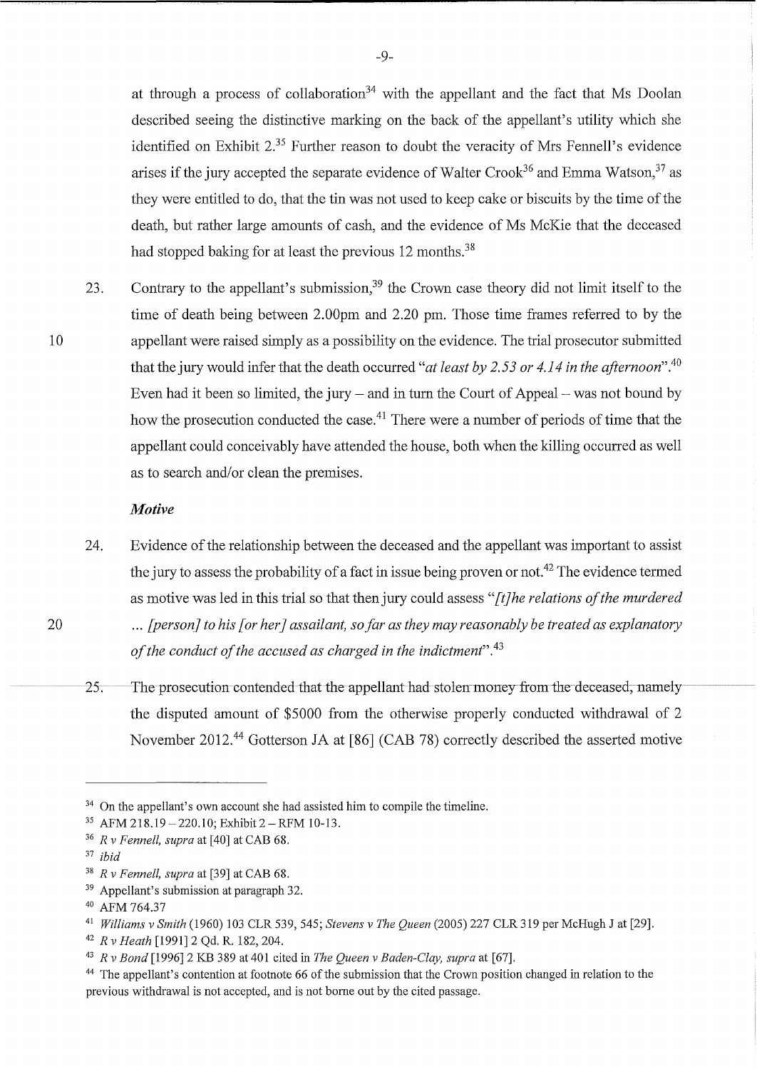at through a process of collaboration[34] with the appellant and the fact that Ms Doolan described seeing the distinctive marking on the back of the appellant's utility which she identified on Exhibit 2.[35] Further reason to doubt the veracity of Mrs Fennell's evidence arises if the jury accepted the separate evidence of Walter Crook[36] and Emma Watson,[37] as they were entitled to do, that the tin was not used to keep cake or biscuits by the time of the death, but rather large amounts of cash, and the evidence of Ms McKie that the deceased had stopped baking for at least the previous 12 months.[38]

23. Contrary to the appellant's submission,[39] the Crown case theory did not limit itself to the time of death being between 2.00pm and 2.20 pm. Those time frames referred to by the appellant were raised simply as a possibility on the evidence. The trial prosecutor submitted that the jury would infer that the death occurred "*at least by 2.53 or 4.14 in the afternoon*".[40] Even had it been so limited, the jury – and in turn the Court of Appeal – was not bound by how the prosecution conducted the case.[41] There were a number of periods of time that the appellant could conceivably have attended the house, both when the killing occurred as well as to search and/or clean the premises.

### *Motive*

24. Evidence of the relationship between the deceased and the appellant was important to assist the jury to assess the probability of a fact in issue being proven or not.[42] The evidence termed as motive was led in this trial so that then jury could assess "*[t]he relations of the murdered ... [person] to his [or her] assailant, so far as they may reasonably be treated as explanatory of the conduct of the accused as charged in the indictment*".[43]

25. The prosecution contended that the appellant had stolen money from the deceased, namely the disputed amount of $5000 from the otherwise properly conducted withdrawal of 2 November 2012.[44] Gotterson JA at [86] (CAB 78) correctly described the asserted motive

---

[34] On the appellant's own account she had assisted him to compile the timeline.

[35] AFM 218.19 – 220.10; Exhibit 2 – RFM 10-13.

[36] *R v Fennell, supra* at [40] at CAB 68.

[37] *ibid*

[38] *R v Fennell, supra* at [39] at CAB 68.

[39] Appellant's submission at paragraph 32.

[40] AFM 764.37

[41] *Williams v Smith* (1960) 103 CLR 539, 545; *Stevens v The Queen* (2005) 227 CLR 319 per McHugh J at [29].

[42] *R v Heath* [1991] 2 Qd. R. 182, 204.

[43] *R v Bond* [1996] 2 KB 389 at 401 cited in *The Queen v Baden-Clay, supra* at [67].

[44] The appellant's contention at footnote 66 of the submission that the Crown position changed in relation to the previous withdrawal is not accepted, and is not borne out by the cited passage.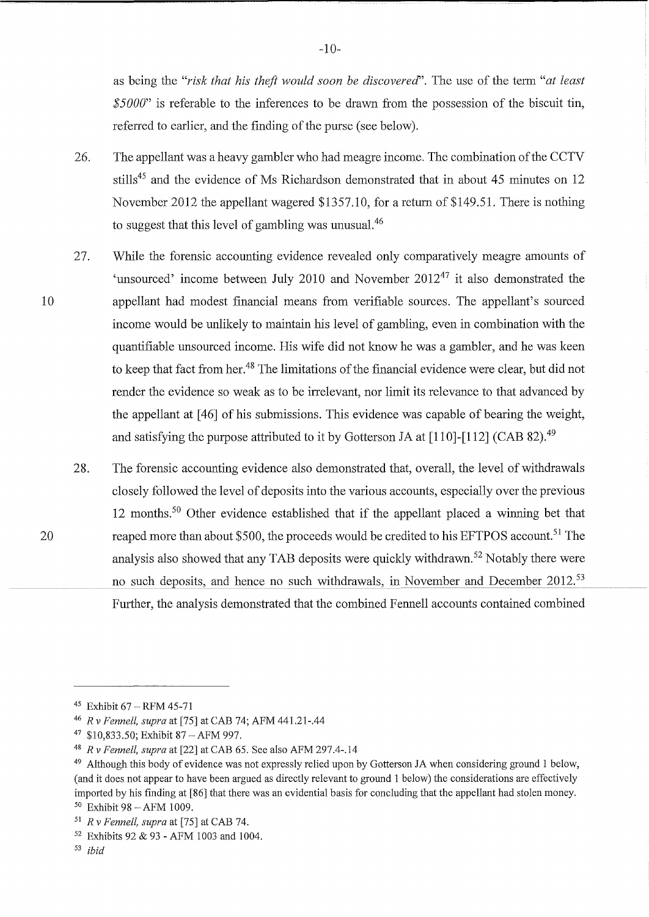as being the "*risk that his theft would soon be discovered*". The use of the term "*at least $5000*" is referable to the inferences to be drawn from the possession of the biscuit tin, referred to earlier, and the finding of the purse (see below).

26. The appellant was a heavy gambler who had meagre income. The combination of the CCTV stills[45] and the evidence of Ms Richardson demonstrated that in about 45 minutes on 12 November 2012 the appellant wagered $1357.10, for a return of $149.51. There is nothing to suggest that this level of gambling was unusual.[46]

27. While the forensic accounting evidence revealed only comparatively meagre amounts of 'unsourced' income between July 2010 and November 2012[47] it also demonstrated the appellant had modest financial means from verifiable sources. The appellant's sourced income would be unlikely to maintain his level of gambling, even in combination with the quantifiable unsourced income. His wife did not know he was a gambler, and he was keen to keep that fact from her.[48] The limitations of the financial evidence were clear, but did not render the evidence so weak as to be irrelevant, nor limit its relevance to that advanced by the appellant at [46] of his submissions. This evidence was capable of bearing the weight, and satisfying the purpose attributed to it by Gotterson JA at [110]-[112] (CAB 82).[49]

28. The forensic accounting evidence also demonstrated that, overall, the level of withdrawals closely followed the level of deposits into the various accounts, especially over the previous 12 months.[50] Other evidence established that if the appellant placed a winning bet that reaped more than about $500, the proceeds would be credited to his EFTPOS account.[51] The analysis also showed that any TAB deposits were quickly withdrawn.[52] Notably there were no such deposits, and hence no such withdrawals, in November and December 2012.[53] Further, the analysis demonstrated that the combined Fennell accounts contained combined

---

[45] Exhibit 67 – RFM 45-71

[46] *R v Fennell, supra* at [75] at CAB 74; AFM 441.21-.44

[47] $10,833.50; Exhibit 87 – AFM 997.

[48] *R v Fennell, supra* at [22] at CAB 65. See also AFM 297.4-.14

[49] Although this body of evidence was not expressly relied upon by Gotterson JA when considering ground 1 below, (and it does not appear to have been argued as directly relevant to ground 1 below) the considerations are effectively imported by his finding at [86] that there was an evidential basis for concluding that the appellant had stolen money.

[50] Exhibit 98 – AFM 1009.

[51] *R v Fennell, supra* at [75] at CAB 74.

[52] Exhibits 92 & 93 - AFM 1003 and 1004.

[53] *ibid*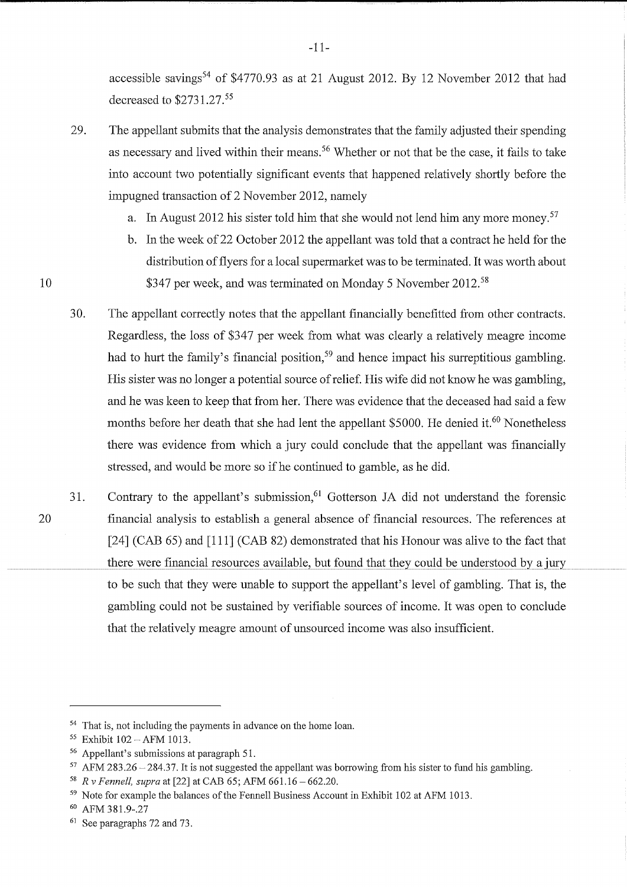accessible savings[54] of $4770.93 as at 21 August 2012. By 12 November 2012 that had decreased to $2731.27.[55]

29. The appellant submits that the analysis demonstrates that the family adjusted their spending as necessary and lived within their means.[56] Whether or not that be the case, it fails to take into account two potentially significant events that happened relatively shortly before the impugned transaction of 2 November 2012, namely

    a. In August 2012 his sister told him that she would not lend him any more money.[57]

    b. In the week of 22 October 2012 the appellant was told that a contract he held for the distribution of flyers for a local supermarket was to be terminated. It was worth about $347 per week, and was terminated on Monday 5 November 2012.[58]

30. The appellant correctly notes that the appellant financially benefitted from other contracts. Regardless, the loss of $347 per week from what was clearly a relatively meagre income had to hurt the family's financial position,[59] and hence impact his surreptitious gambling. His sister was no longer a potential source of relief. His wife did not know he was gambling, and he was keen to keep that from her. There was evidence that the deceased had said a few months before her death that she had lent the appellant $5000. He denied it.[60] Nonetheless there was evidence from which a jury could conclude that the appellant was financially stressed, and would be more so if he continued to gamble, as he did.

31. Contrary to the appellant's submission,[61] Gotterson JA did not understand the forensic financial analysis to establish a general absence of financial resources. The references at [24] (CAB 65) and [111] (CAB 82) demonstrated that his Honour was alive to the fact that there were financial resources available, but found that they could be understood by a jury to be such that they were unable to support the appellant's level of gambling. That is, the gambling could not be sustained by verifiable sources of income. It was open to conclude that the relatively meagre amount of unsourced income was also insufficient.

---

[54] That is, not including the payments in advance on the home loan.

[55] Exhibit 102 – AFM 1013.

[56] Appellant's submissions at paragraph 51.

[57] AFM 283.26 – 284.37. It is not suggested the appellant was borrowing from his sister to fund his gambling.

[58] *R v Fennell, supra* at [22] at CAB 65; AFM 661.16 – 662.20.

[59] Note for example the balances of the Fennell Business Account in Exhibit 102 at AFM 1013.

[60] AFM 381.9-.27

[61] See paragraphs 72 and 73.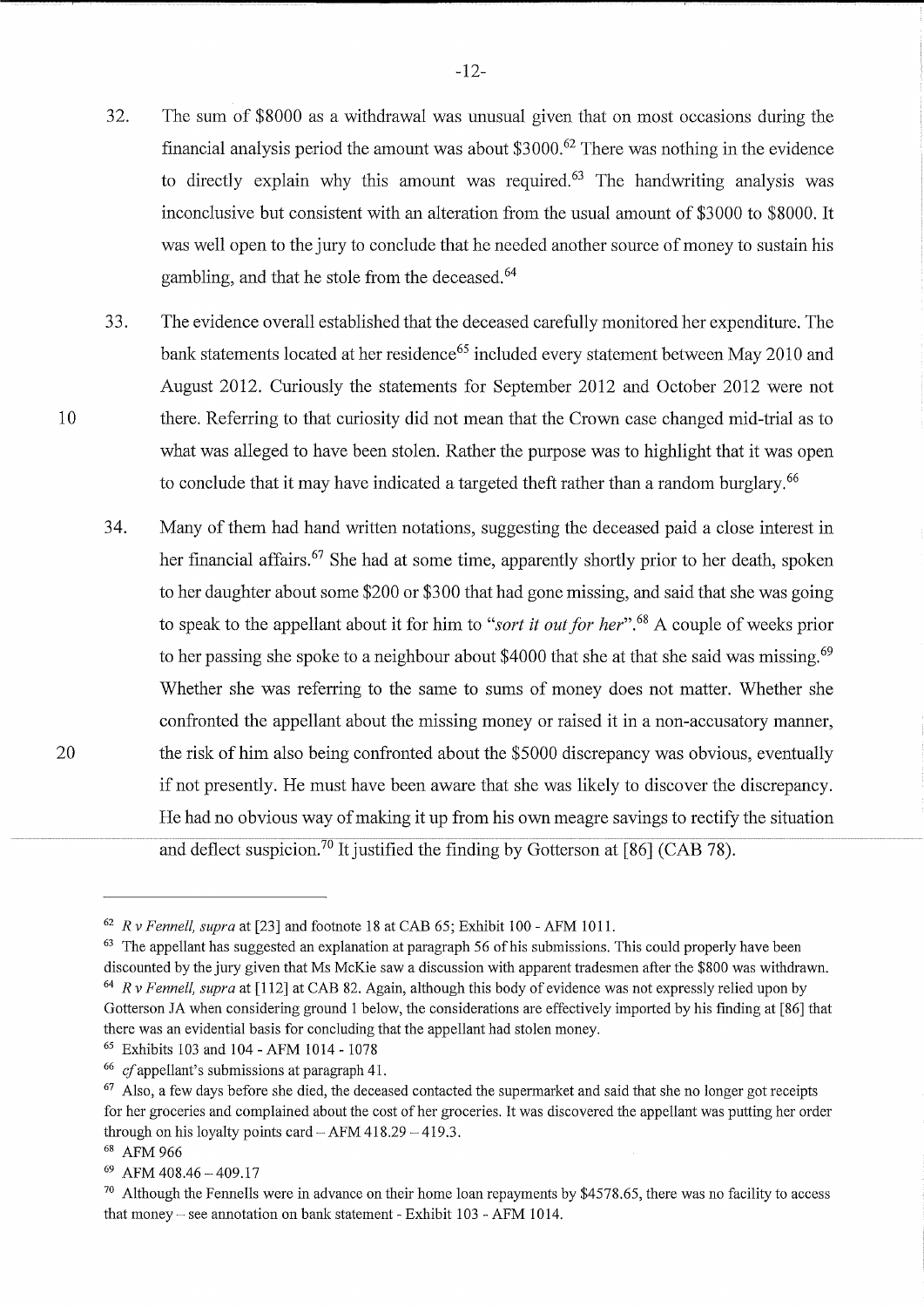32. The sum of \$8000 as a withdrawal was unusual given that on most occasions during the financial analysis period the amount was about \$3000.[62] There was nothing in the evidence to directly explain why this amount was required.[63] The handwriting analysis was inconclusive but consistent with an alteration from the usual amount of \$3000 to \$8000. It was well open to the jury to conclude that he needed another source of money to sustain his gambling, and that he stole from the deceased.[64]

33. The evidence overall established that the deceased carefully monitored her expenditure. The bank statements located at her residence[65] included every statement between May 2010 and August 2012. Curiously the statements for September 2012 and October 2012 were not there. Referring to that curiosity did not mean that the Crown case changed mid-trial as to what was alleged to have been stolen. Rather the purpose was to highlight that it was open to conclude that it may have indicated a targeted theft rather than a random burglary.[66]

34. Many of them had hand written notations, suggesting the deceased paid a close interest in her financial affairs.[67] She had at some time, apparently shortly prior to her death, spoken to her daughter about some \$200 or \$300 that had gone missing, and said that she was going to speak to the appellant about it for him to "*sort it out for her*".[68] A couple of weeks prior to her passing she spoke to a neighbour about \$4000 that she at that she said was missing.[69] Whether she was referring to the same to sums of money does not matter. Whether she confronted the appellant about the missing money or raised it in a non-accusatory manner, the risk of him also being confronted about the \$5000 discrepancy was obvious, eventually if not presently. He must have been aware that she was likely to discover the discrepancy. He had no obvious way of making it up from his own meagre savings to rectify the situation and deflect suspicion.[70] It justified the finding by Gotterson at [86] (CAB 78).

---

[62] *R v Fennell, supra* at [23] and footnote 18 at CAB 65; Exhibit 100 - AFM 1011.

[63] The appellant has suggested an explanation at paragraph 56 of his submissions. This could properly have been discounted by the jury given that Ms McKie saw a discussion with apparent tradesmen after the \$800 was withdrawn.

[64] *R v Fennell, supra* at [112] at CAB 82. Again, although this body of evidence was not expressly relied upon by Gotterson JA when considering ground 1 below, the considerations are effectively imported by his finding at [86] that there was an evidential basis for concluding that the appellant had stolen money.

[65] Exhibits 103 and 104 - AFM 1014 - 1078

[66] *cf* appellant's submissions at paragraph 41.

[67] Also, a few days before she died, the deceased contacted the supermarket and said that she no longer got receipts for her groceries and complained about the cost of her groceries. It was discovered the appellant was putting her order through on his loyalty points card – AFM 418.29 – 419.3.

[68] AFM 966

[69] AFM 408.46 – 409.17

[70] Although the Fennells were in advance on their home loan repayments by \$4578.65, there was no facility to access that money – see annotation on bank statement - Exhibit 103 - AFM 1014.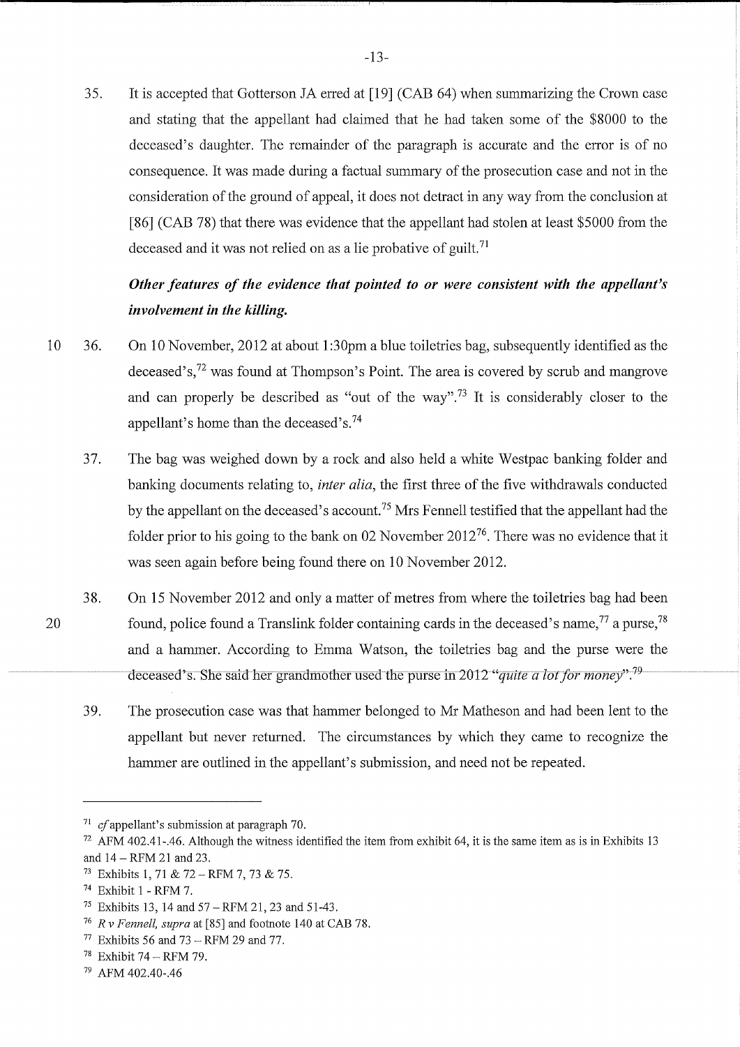35. It is accepted that Gotterson JA erred at [19] (CAB 64) when summarizing the Crown case and stating that the appellant had claimed that he had taken some of the $8000 to the deceased's daughter. The remainder of the paragraph is accurate and the error is of no consequence. It was made during a factual summary of the prosecution case and not in the consideration of the ground of appeal, it does not detract in any way from the conclusion at [86] (CAB 78) that there was evidence that the appellant had stolen at least $5000 from the deceased and it was not relied on as a lie probative of guilt.[71]

### *Other features of the evidence that pointed to or were consistent with the appellant's involvement in the killing.*

36. On 10 November, 2012 at about 1:30pm a blue toiletries bag, subsequently identified as the deceased's,[72] was found at Thompson's Point. The area is covered by scrub and mangrove and can properly be described as "out of the way".[73] It is considerably closer to the appellant's home than the deceased's.[74]

37. The bag was weighed down by a rock and also held a white Westpac banking folder and banking documents relating to, *inter alia*, the first three of the five withdrawals conducted by the appellant on the deceased's account.[75] Mrs Fennell testified that the appellant had the folder prior to his going to the bank on 02 November 2012[76]. There was no evidence that it was seen again before being found there on 10 November 2012.

38. On 15 November 2012 and only a matter of metres from where the toiletries bag had been found, police found a Translink folder containing cards in the deceased's name,[77] a purse,[78] and a hammer. According to Emma Watson, the toiletries bag and the purse were the deceased's. She said her grandmother used the purse in 2012 "*quite a lot for money*".[79]

39. The prosecution case was that hammer belonged to Mr Matheson and had been lent to the appellant but never returned. The circumstances by which they came to recognize the hammer are outlined in the appellant's submission, and need not be repeated.

---

[71] *cf* appellant's submission at paragraph 70.

[72] AFM 402.41-.46. Although the witness identified the item from exhibit 64, it is the same item as is in Exhibits 13 and 14 – RFM 21 and 23.

[73] Exhibits 1, 71 & 72 – RFM 7, 73 & 75.

[74] Exhibit 1 - RFM 7.

[75] Exhibits 13, 14 and 57 – RFM 21, 23 and 51-43.

[76] *R v Fennell, supra* at [85] and footnote 140 at CAB 78.

[77] Exhibits 56 and 73 – RFM 29 and 77.

[78] Exhibit 74 – RFM 79.

[79] AFM 402.40-.46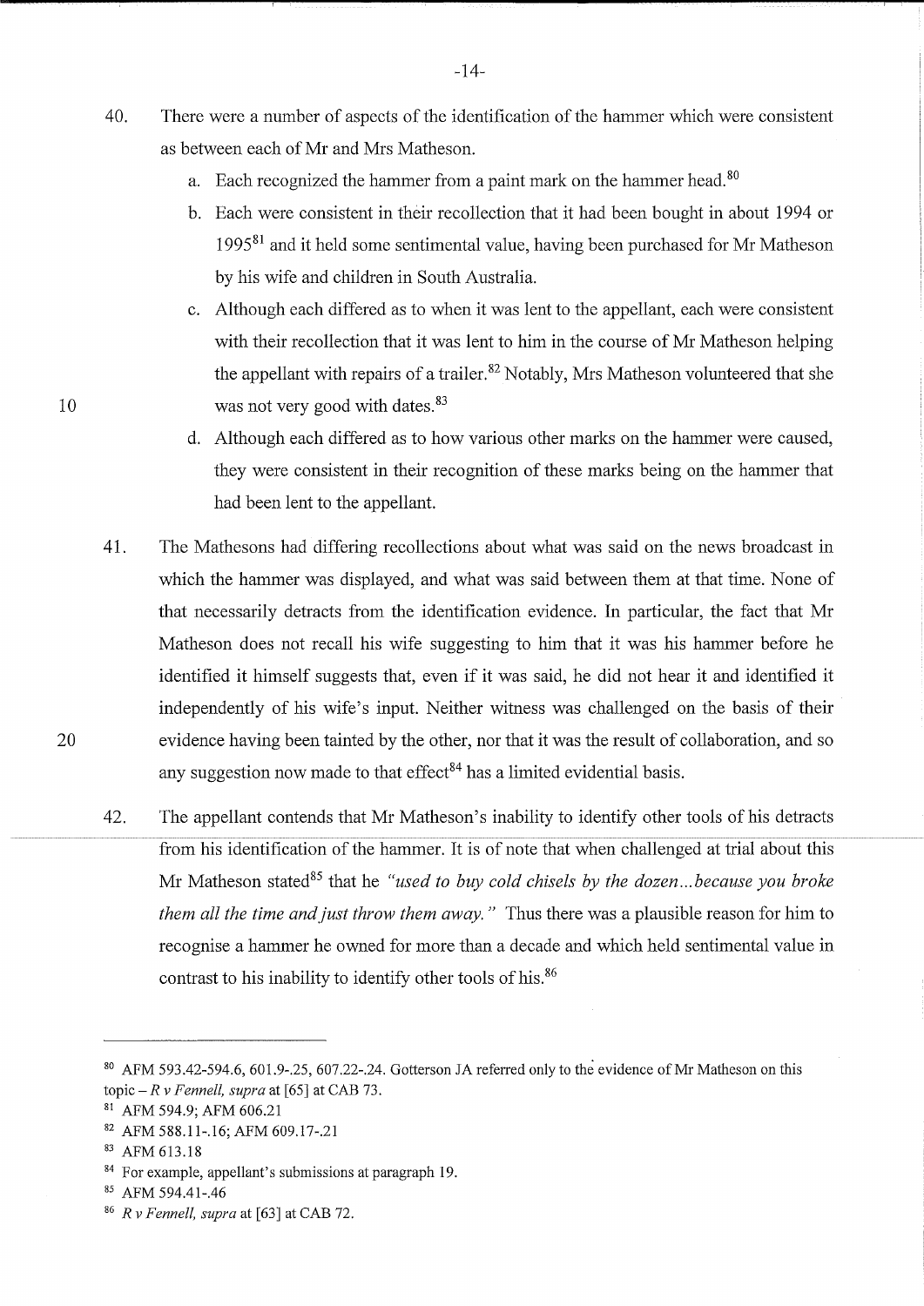40. There were a number of aspects of the identification of the hammer which were consistent as between each of Mr and Mrs Matheson.

    a. Each recognized the hammer from a paint mark on the hammer head.[80]

    b. Each were consistent in their recollection that it had been bought in about 1994 or 1995[81] and it held some sentimental value, having been purchased for Mr Matheson by his wife and children in South Australia.

    c. Although each differed as to when it was lent to the appellant, each were consistent with their recollection that it was lent to him in the course of Mr Matheson helping the appellant with repairs of a trailer.[82] Notably, Mrs Matheson volunteered that she was not very good with dates.[83]

    d. Although each differed as to how various other marks on the hammer were caused, they were consistent in their recognition of these marks being on the hammer that had been lent to the appellant.

41. The Mathesons had differing recollections about what was said on the news broadcast in which the hammer was displayed, and what was said between them at that time. None of that necessarily detracts from the identification evidence. In particular, the fact that Mr Matheson does not recall his wife suggesting to him that it was his hammer before he identified it himself suggests that, even if it was said, he did not hear it and identified it independently of his wife's input. Neither witness was challenged on the basis of their evidence having been tainted by the other, nor that it was the result of collaboration, and so any suggestion now made to that effect[84] has a limited evidential basis.

42. The appellant contends that Mr Matheson's inability to identify other tools of his detracts from his identification of the hammer. It is of note that when challenged at trial about this Mr Matheson stated[85] that he *"used to buy cold chisels by the dozen...because you broke them all the time and just throw them away."* Thus there was a plausible reason for him to recognise a hammer he owned for more than a decade and which held sentimental value in contrast to his inability to identify other tools of his.[86]

---

[80] AFM 593.42-594.6, 601.9-.25, 607.22-.24. Gotterson JA referred only to the evidence of Mr Matheson on this topic – *R v Fennell, supra* at [65] at CAB 73.

[81] AFM 594.9; AFM 606.21

[82] AFM 588.11-.16; AFM 609.17-.21

[83] AFM 613.18

[84] For example, appellant's submissions at paragraph 19.

[85] AFM 594.41-.46

[86] *R v Fennell, supra* at [63] at CAB 72.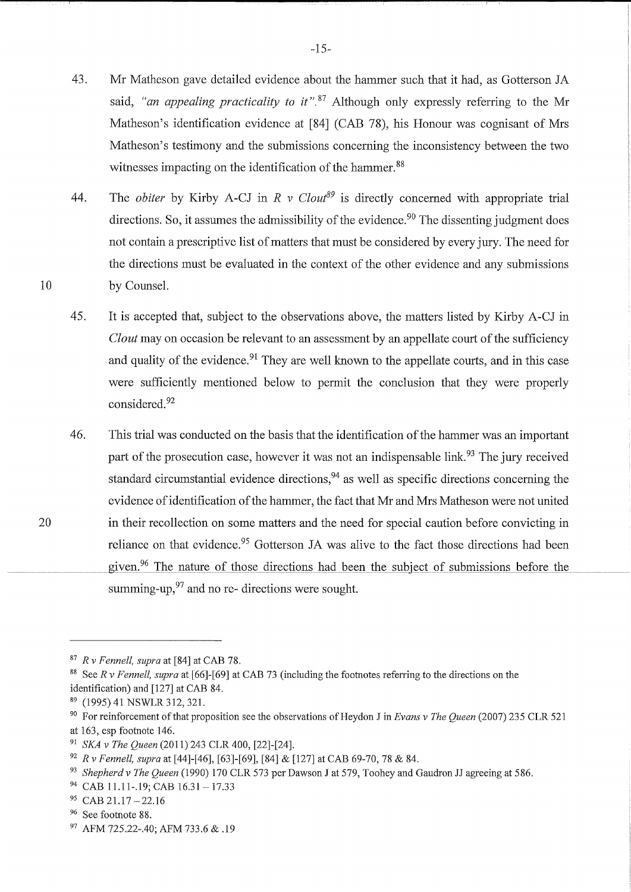43. Mr Matheson gave detailed evidence about the hammer such that it had, as Gotterson JA said, *"an appealing practicality to it"*.[87] Although only expressly referring to the Mr Matheson's identification evidence at [84] (CAB 78), his Honour was cognisant of Mrs Matheson's testimony and the submissions concerning the inconsistency between the two witnesses impacting on the identification of the hammer.[88]

44. The *obiter* by Kirby A-CJ in *R v Clout*[89] is directly concerned with appropriate trial directions. So, it assumes the admissibility of the evidence.[90] The dissenting judgment does not contain a prescriptive list of matters that must be considered by every jury. The need for the directions must be evaluated in the context of the other evidence and any submissions by Counsel.

45. It is accepted that, subject to the observations above, the matters listed by Kirby A-CJ in *Clout* may on occasion be relevant to an assessment by an appellate court of the sufficiency and quality of the evidence.[91] They are well known to the appellate courts, and in this case were sufficiently mentioned below to permit the conclusion that they were properly considered.[92]

46. This trial was conducted on the basis that the identification of the hammer was an important part of the prosecution case, however it was not an indispensable link.[93] The jury received standard circumstantial evidence directions,[94] as well as specific directions concerning the evidence of identification of the hammer, the fact that Mr and Mrs Matheson were not united in their recollection on some matters and the need for special caution before convicting in reliance on that evidence.[95] Gotterson JA was alive to the fact those directions had been given.[96] The nature of those directions had been the subject of submissions before the summing-up,[97] and no re- directions were sought.

---

[87] *R v Fennell, supra* at [84] at CAB 78.

[88] See *R v Fennell, supra* at [66]-[69] at CAB 73 (including the footnotes referring to the directions on the identification) and [127] at CAB 84.

[89] (1995) 41 NSWLR 312, 321.

[90] For reinforcement of that proposition see the observations of Heydon J in *Evans v The Queen* (2007) 235 CLR 521 at 163, esp footnote 146.

[91] *SKA v The Queen* (2011) 243 CLR 400, [22]-[24].

[92] *R v Fennell, supra* at [44]-[46], [63]-[69], [84] & [127] at CAB 69-70, 78 & 84.

[93] *Shepherd v The Queen* (1990) 170 CLR 573 per Dawson J at 579, Toohey and Gaudron JJ agreeing at 586.

[94] CAB 11.11-.19; CAB 16.31 – 17.33

[95] CAB 21.17 – 22.16

[96] See footnote 88.

[97] AFM 725.22-.40; AFM 733.6 & .19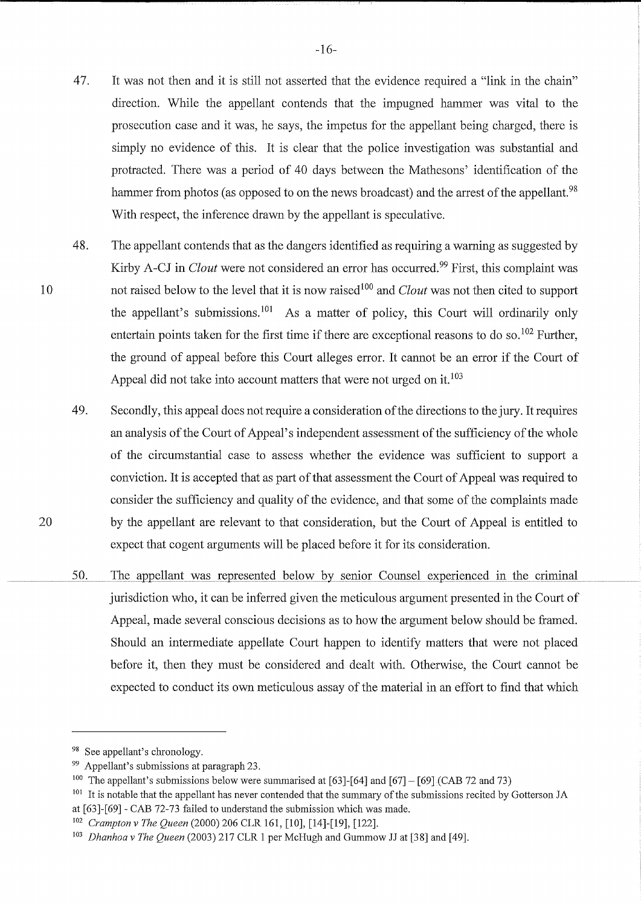47. It was not then and it is still not asserted that the evidence required a "link in the chain" direction. While the appellant contends that the impugned hammer was vital to the prosecution case and it was, he says, the impetus for the appellant being charged, there is simply no evidence of this. It is clear that the police investigation was substantial and protracted. There was a period of 40 days between the Mathesons' identification of the hammer from photos (as opposed to on the news broadcast) and the arrest of the appellant.[98] With respect, the inference drawn by the appellant is speculative.

48. The appellant contends that as the dangers identified as requiring a warning as suggested by Kirby A-CJ in *Clout* were not considered an error has occurred.[99] First, this complaint was not raised below to the level that it is now raised[100] and *Clout* was not then cited to support the appellant's submissions.[101] As a matter of policy, this Court will ordinarily only entertain points taken for the first time if there are exceptional reasons to do so.[102] Further, the ground of appeal before this Court alleges error. It cannot be an error if the Court of Appeal did not take into account matters that were not urged on it.[103]

49. Secondly, this appeal does not require a consideration of the directions to the jury. It requires an analysis of the Court of Appeal's independent assessment of the sufficiency of the whole of the circumstantial case to assess whether the evidence was sufficient to support a conviction. It is accepted that as part of that assessment the Court of Appeal was required to consider the sufficiency and quality of the evidence, and that some of the complaints made by the appellant are relevant to that consideration, but the Court of Appeal is entitled to expect that cogent arguments will be placed before it for its consideration.

50. The appellant was represented below by senior Counsel experienced in the criminal jurisdiction who, it can be inferred given the meticulous argument presented in the Court of Appeal, made several conscious decisions as to how the argument below should be framed. Should an intermediate appellate Court happen to identify matters that were not placed before it, then they must be considered and dealt with. Otherwise, the Court cannot be expected to conduct its own meticulous assay of the material in an effort to find that which

---

[98] See appellant's chronology.

[99] Appellant's submissions at paragraph 23.

[100] The appellant's submissions below were summarised at [63]-[64] and [67] – [69] (CAB 72 and 73)

[101] It is notable that the appellant has never contended that the summary of the submissions recited by Gotterson JA at [63]-[69] - CAB 72-73 failed to understand the submission which was made.

[102] *Crampton v The Queen* (2000) 206 CLR 161, [10], [14]-[19], [122].

[103] *Dhanhoa v The Queen* (2003) 217 CLR 1 per McHugh and Gummow JJ at [38] and [49].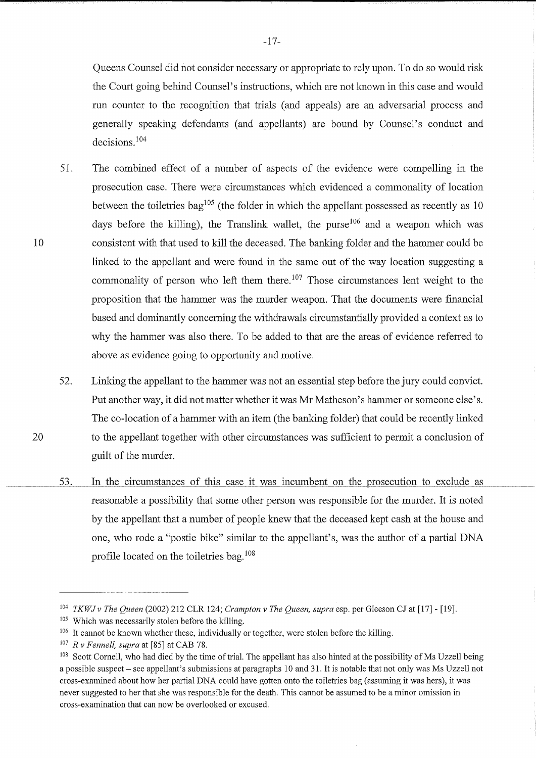Queens Counsel did not consider necessary or appropriate to rely upon. To do so would risk the Court going behind Counsel's instructions, which are not known in this case and would run counter to the recognition that trials (and appeals) are an adversarial process and generally speaking defendants (and appellants) are bound by Counsel's conduct and decisions.[104]

51. The combined effect of a number of aspects of the evidence were compelling in the prosecution case. There were circumstances which evidenced a commonality of location between the toiletries bag[105] (the folder in which the appellant possessed as recently as 10 days before the killing), the Translink wallet, the purse[106] and a weapon which was consistent with that used to kill the deceased. The banking folder and the hammer could be linked to the appellant and were found in the same out of the way location suggesting a commonality of person who left them there.[107] Those circumstances lent weight to the proposition that the hammer was the murder weapon. That the documents were financial based and dominantly concerning the withdrawals circumstantially provided a context as to why the hammer was also there. To be added to that are the areas of evidence referred to above as evidence going to opportunity and motive.

52. Linking the appellant to the hammer was not an essential step before the jury could convict. Put another way, it did not matter whether it was Mr Matheson's hammer or someone else's. The co-location of a hammer with an item (the banking folder) that could be recently linked to the appellant together with other circumstances was sufficient to permit a conclusion of guilt of the murder.

53. In the circumstances of this case it was incumbent on the prosecution to exclude as reasonable a possibility that some other person was responsible for the murder. It is noted by the appellant that a number of people knew that the deceased kept cash at the house and one, who rode a "postie bike" similar to the appellant's, was the author of a partial DNA profile located on the toiletries bag.[108]

---

[104] *TKWJ v The Queen* (2002) 212 CLR 124; *Crampton v The Queen, supra* esp. per Gleeson CJ at [17] - [19].

[105] Which was necessarily stolen before the killing.

[106] It cannot be known whether these, individually or together, were stolen before the killing.

[107] *R v Fennell, supra* at [85] at CAB 78.

[108] Scott Cornell, who had died by the time of trial. The appellant has also hinted at the possibility of Ms Uzzell being a possible suspect – see appellant's submissions at paragraphs 10 and 31. It is notable that not only was Ms Uzzell not cross-examined about how her partial DNA could have gotten onto the toiletries bag (assuming it was hers), it was never suggested to her that she was responsible for the death. This cannot be assumed to be a minor omission in cross-examination that can now be overlooked or excused.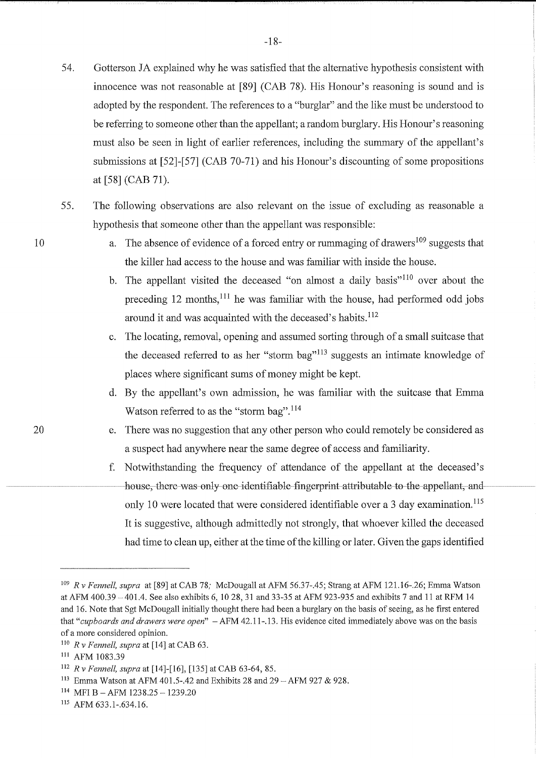54. Gotterson JA explained why he was satisfied that the alternative hypothesis consistent with innocence was not reasonable at [89] (CAB 78). His Honour's reasoning is sound and is adopted by the respondent. The references to a "burglar" and the like must be understood to be referring to someone other than the appellant; a random burglary. His Honour's reasoning must also be seen in light of earlier references, including the summary of the appellant's submissions at [52]-[57] (CAB 70-71) and his Honour's discounting of some propositions at [58] (CAB 71).

55. The following observations are also relevant on the issue of excluding as reasonable a hypothesis that someone other than the appellant was responsible:

   a. The absence of evidence of a forced entry or rummaging of drawers[109] suggests that the killer had access to the house and was familiar with inside the house.

   b. The appellant visited the deceased "on almost a daily basis"[110] over about the preceding 12 months,[111] he was familiar with the house, had performed odd jobs around it and was acquainted with the deceased's habits.[112]

   c. The locating, removal, opening and assumed sorting through of a small suitcase that the deceased referred to as her "storm bag"[113] suggests an intimate knowledge of places where significant sums of money might be kept.

   d. By the appellant's own admission, he was familiar with the suitcase that Emma Watson referred to as the "storm bag".[114]

   e. There was no suggestion that any other person who could remotely be considered as a suspect had anywhere near the same degree of access and familiarity.

   f. Notwithstanding the frequency of attendance of the appellant at the deceased's house, there was only one identifiable fingerprint attributable to the appellant, and only 10 were located that were considered identifiable over a 3 day examination.[115] It is suggestive, although admittedly not strongly, that whoever killed the deceased had time to clean up, either at the time of the killing or later. Given the gaps identified

---

[109] *R v Fennell, supra* at [89] at CAB 78; McDougall at AFM 56.37-.45; Strang at AFM 121.16-.26; Emma Watson at AFM 400.39 – 401.4. See also exhibits 6, 10 28, 31 and 33-35 at AFM 923-935 and exhibits 7 and 11 at RFM 14 and 16. Note that Sgt McDougall initially thought there had been a burglary on the basis of seeing, as he first entered that "*cupboards and drawers were open*" – AFM 42.11-.13. His evidence cited immediately above was on the basis of a more considered opinion.

[110] *R v Fennell, supra* at [14] at CAB 63.

[111] AFM 1083.39

[112] *R v Fennell, supra* at [14]-[16], [135] at CAB 63-64, 85.

[113] Emma Watson at AFM 401.5-.42 and Exhibits 28 and 29 – AFM 927 & 928.

[114] MFI B – AFM 1238.25 – 1239.20

[115] AFM 633.1-.634.16.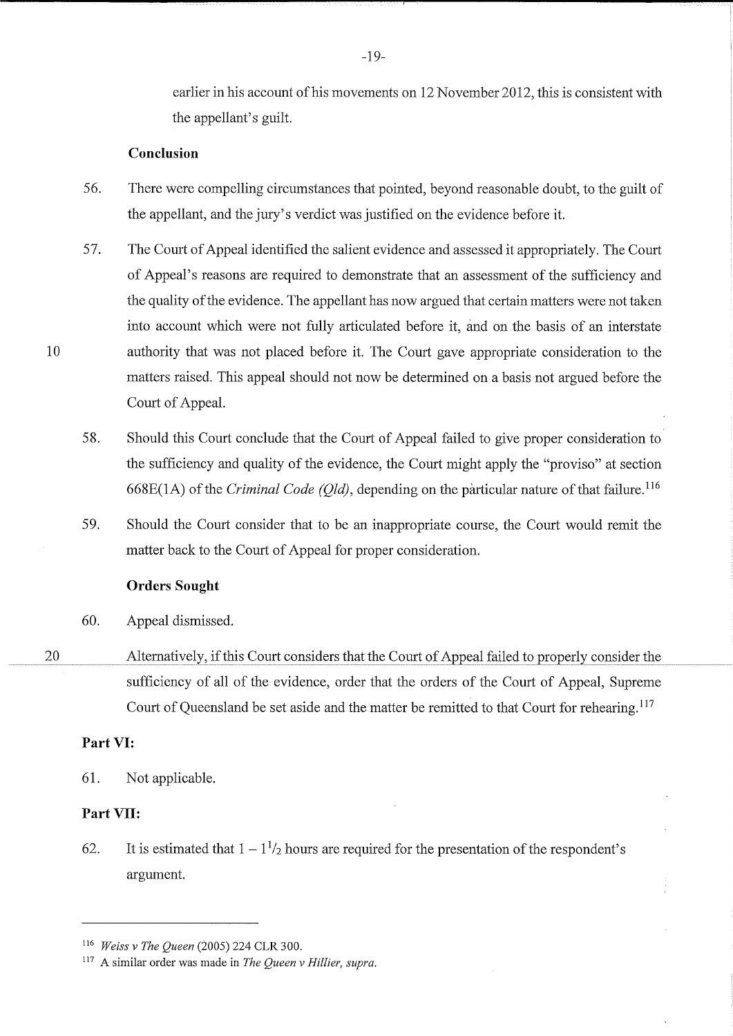earlier in his account of his movements on 12 November 2012, this is consistent with the appellant's guilt.

**Conclusion**

56. There were compelling circumstances that pointed, beyond reasonable doubt, to the guilt of the appellant, and the jury's verdict was justified on the evidence before it.

57. The Court of Appeal identified the salient evidence and assessed it appropriately. The Court of Appeal's reasons are required to demonstrate that an assessment of the sufficiency and the quality of the evidence. The appellant has now argued that certain matters were not taken into account which were not fully articulated before it, and on the basis of an interstate authority that was not placed before it. The Court gave appropriate consideration to the matters raised. This appeal should not now be determined on a basis not argued before the Court of Appeal.

58. Should this Court conclude that the Court of Appeal failed to give proper consideration to the sufficiency and quality of the evidence, the Court might apply the "proviso" at section 668E(1A) of the *Criminal Code (Qld)*, depending on the particular nature of that failure.[116]

59. Should the Court consider that to be an inappropriate course, the Court would remit the matter back to the Court of Appeal for proper consideration.

**Orders Sought**

60. Appeal dismissed.

Alternatively, if this Court considers that the Court of Appeal failed to properly consider the sufficiency of all of the evidence, order that the orders of the Court of Appeal, Supreme Court of Queensland be set aside and the matter be remitted to that Court for rehearing.[117]

**Part VI:**

61. Not applicable.

**Part VII:**

62. It is estimated that 1 – 1½ hours are required for the presentation of the respondent's argument.

---

[116] *Weiss v The Queen* (2005) 224 CLR 300.

[117] A similar order was made in *The Queen v Hillier, supra.*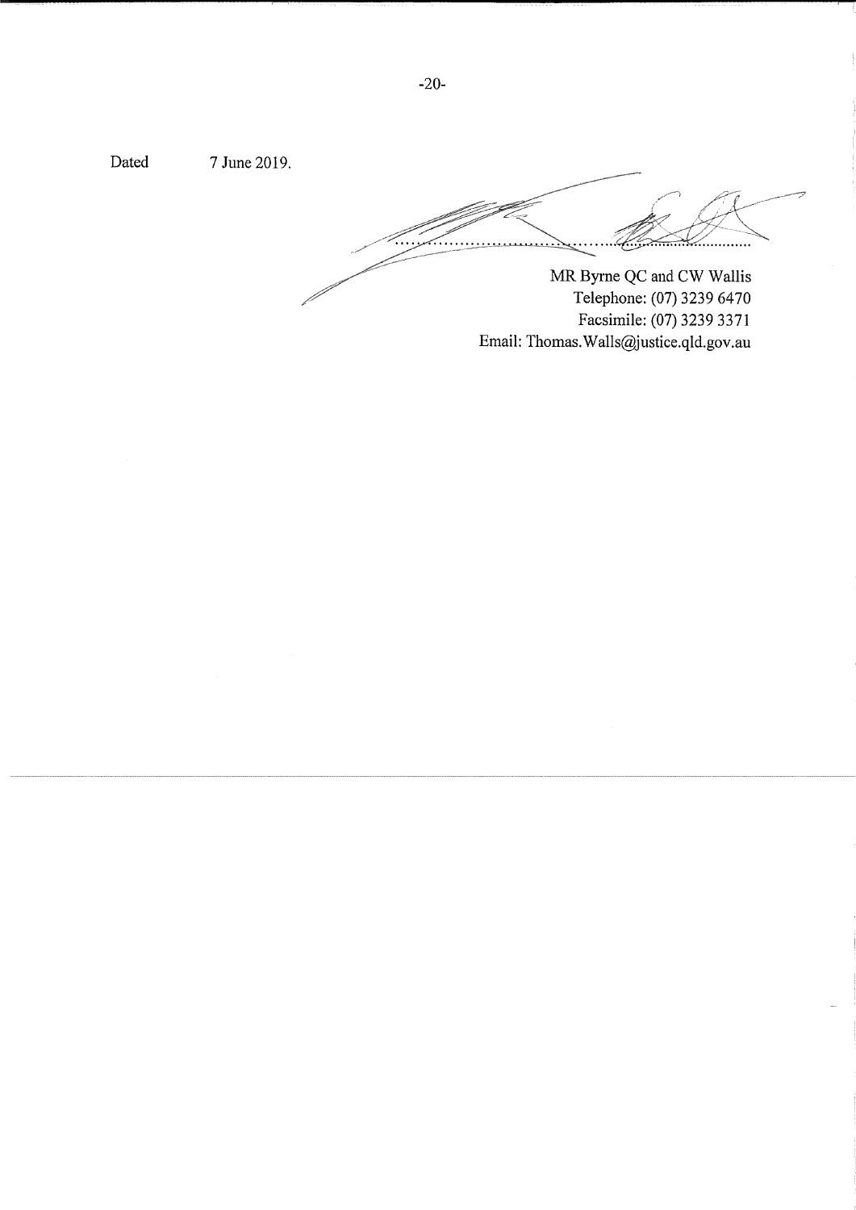Dated 7 June 2019.

MR Byrne QC and CW Wallis
Telephone: (07) 3239 6470
Facsimile: (07) 3239 3371
Email: Thomas.Walls@justice.qld.gov.au